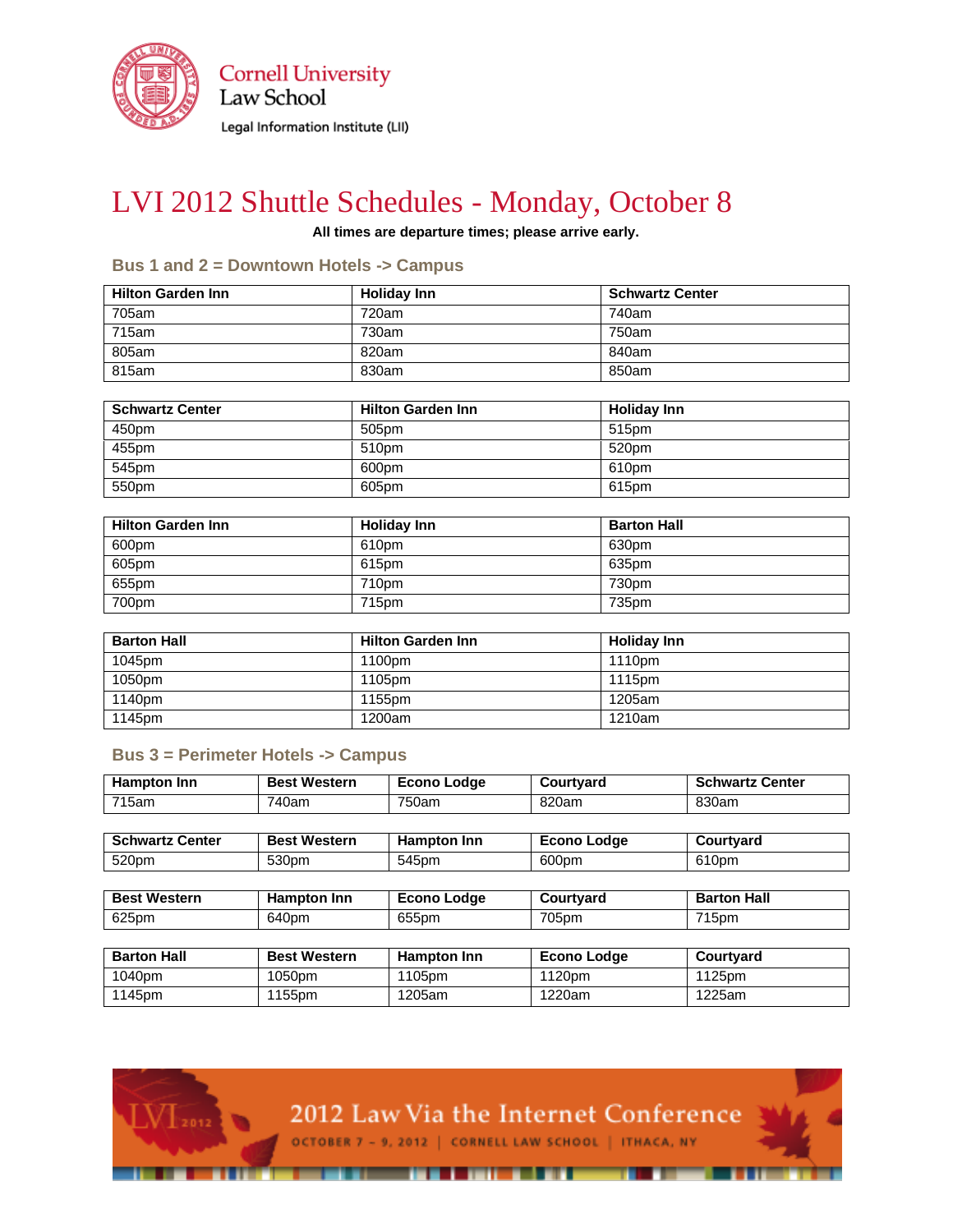Cornell University
Law School
Legal Information Institute (LII)

# LVI 2012 Shuttle Schedules - Monday, October 8

**All times are departure times; please arrive early.**

## Bus 1 and 2 = Downtown Hotels -> Campus

| Hilton Garden Inn | Holiday Inn | Schwartz Center |
|---|---|---|
| 705am | 720am | 740am |
| 715am | 730am | 750am |
| 805am | 820am | 840am |
| 815am | 830am | 850am |

| Schwartz Center | Hilton Garden Inn | Holiday Inn |
|---|---|---|
| 450pm | 505pm | 515pm |
| 455pm | 510pm | 520pm |
| 545pm | 600pm | 610pm |
| 550pm | 605pm | 615pm |

| Hilton Garden Inn | Holiday Inn | Barton Hall |
|---|---|---|
| 600pm | 610pm | 630pm |
| 605pm | 615pm | 635pm |
| 655pm | 710pm | 730pm |
| 700pm | 715pm | 735pm |

| Barton Hall | Hilton Garden Inn | Holiday Inn |
|---|---|---|
| 1045pm | 1100pm | 1110pm |
| 1050pm | 1105pm | 1115pm |
| 1140pm | 1155pm | 1205am |
| 1145pm | 1200am | 1210am |

## Bus 3 = Perimeter Hotels -> Campus

| Hampton Inn | Best Western | Econo Lodge | Courtyard | Schwartz Center |
|---|---|---|---|---|
| 715am | 740am | 750am | 820am | 830am |

| Schwartz Center | Best Western | Hampton Inn | Econo Lodge | Courtyard |
|---|---|---|---|---|
| 520pm | 530pm | 545pm | 600pm | 610pm |

| Best Western | Hampton Inn | Econo Lodge | Courtyard | Barton Hall |
|---|---|---|---|---|
| 625pm | 640pm | 655pm | 705pm | 715pm |

| Barton Hall | Best Western | Hampton Inn | Econo Lodge | Courtyard |
|---|---|---|---|---|
| 1040pm | 1050pm | 1105pm | 1120pm | 1125pm |
| 1145pm | 1155pm | 1205am | 1220am | 1225am |

LVI 2012 — 2012 Law Via the Internet Conference
OCTOBER 7 – 9, 2012 | CORNELL LAW SCHOOL | ITHACA, NY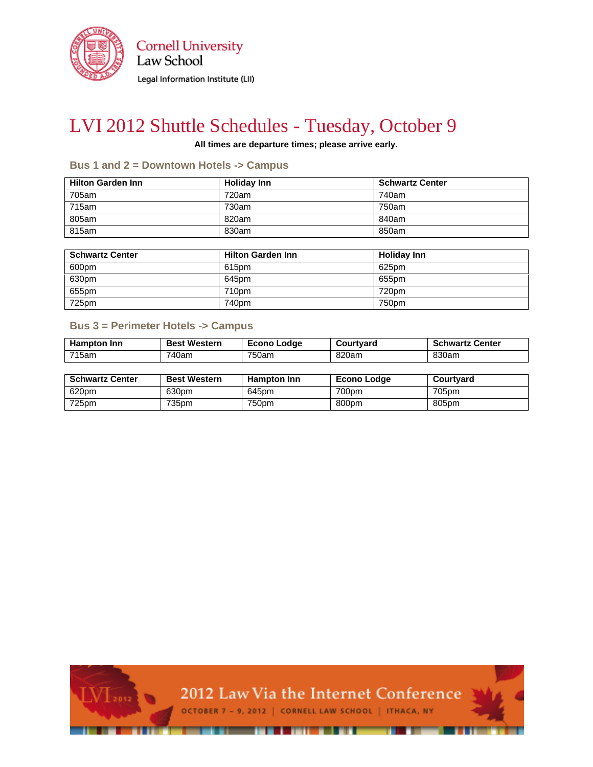Cornell University
Law School
Legal Information Institute (LII)

# LVI 2012 Shuttle Schedules - Tuesday, October 9

**All times are departure times; please arrive early.**

### Bus 1 and 2 = Downtown Hotels -> Campus

| Hilton Garden Inn | Holiday Inn | Schwartz Center |
|---|---|---|
| 705am | 720am | 740am |
| 715am | 730am | 750am |
| 805am | 820am | 840am |
| 815am | 830am | 850am |

| Schwartz Center | Hilton Garden Inn | Holiday Inn |
|---|---|---|
| 600pm | 615pm | 625pm |
| 630pm | 645pm | 655pm |
| 655pm | 710pm | 720pm |
| 725pm | 740pm | 750pm |

### Bus 3 = Perimeter Hotels -> Campus

| Hampton Inn | Best Western | Econo Lodge | Courtyard | Schwartz Center |
|---|---|---|---|---|
| 715am | 740am | 750am | 820am | 830am |

| Schwartz Center | Best Western | Hampton Inn | Econo Lodge | Courtyard |
|---|---|---|---|---|
| 620pm | 630pm | 645pm | 700pm | 705pm |
| 725pm | 735pm | 750pm | 800pm | 805pm |

LVI 2012

2012 Law Via the Internet Conference

OCTOBER 7 – 9, 2012 | CORNELL LAW SCHOOL | ITHACA, NY